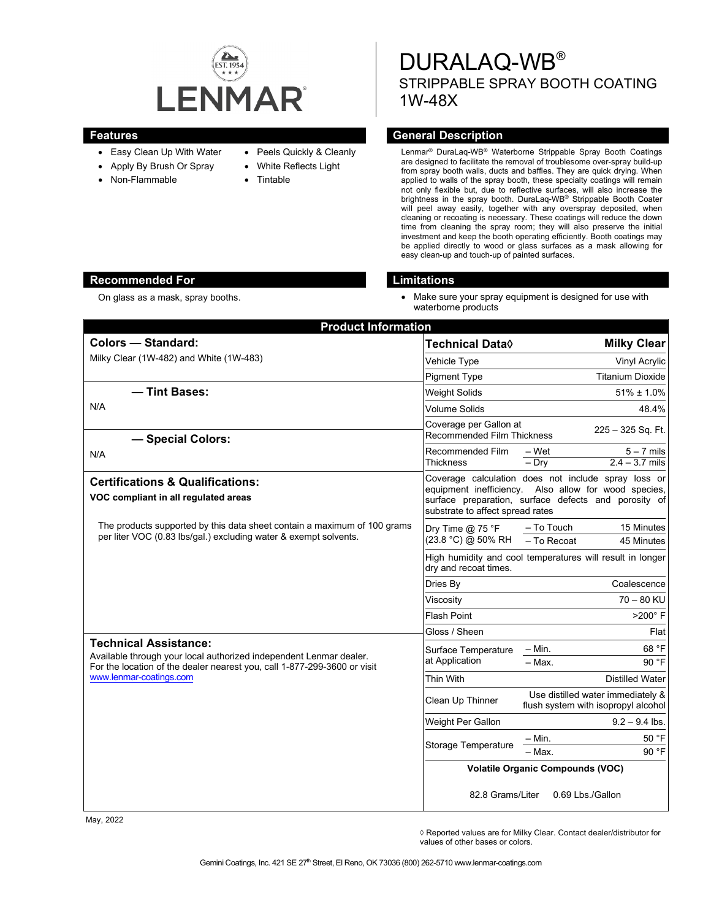# DURALAQ-WB®

## STRIPPABLE SPRAY BOOTH COATING

## 1W-48X

## Features

- Easy Clean Up With Water
- Apply By Brush Or Spray
- Non-Flammable
- Peels Quickly & Cleanly
- White Reflects Light
- Tintable

## General Description

Lenmar® DuraLaq-WB® Waterborne Strippable Spray Booth Coatings are designed to facilitate the removal of troublesome over-spray build-up from spray booth walls, ducts and baffles. They are quick drying. When applied to walls of the spray booth, these specialty coatings will remain not only flexible but, due to reflective surfaces, will also increase the brightness in the spray booth. DuraLaq-WB® Strippable Booth Coater will peel away easily, together with any overspray deposited, when cleaning or recoating is necessary. These coatings will reduce the down time from cleaning the spray room; they will also preserve the initial investment and keep the booth operating efficiently. Booth coatings may be applied directly to wood or glass surfaces as a mask allowing for easy clean-up and touch-up of painted surfaces.

## Recommended For

On glass as a mask, spray booths.

## Limitations

- Make sure your spray equipment is designed for use with waterborne products

## Product Information

### Colors — Standard:

Milky Clear (1W-482) and White (1W-483)

### — Tint Bases:

N/A

### — Special Colors:

N/A

### Certifications & Qualifications:

**VOC compliant in all regulated areas**

The products supported by this data sheet contain a maximum of 100 grams per liter VOC (0.83 lbs/gal.) excluding water & exempt solvents.

### Technical Assistance:

Available through your local authorized independent Lenmar dealer. For the location of the dealer nearest you, call 1-877-299-3600 or visit www.lenmar-coatings.com

| Technical Data◊ | | Milky Clear |
|---|---|---|
| Vehicle Type | | Vinyl Acrylic |
| Pigment Type | | Titanium Dioxide |
| Weight Solids | | 51% ± 1.0% |
| Volume Solids | | 48.4% |
| Coverage per Gallon at Recommended Film Thickness | | 225 – 325 Sq. Ft. |
| Recommended Film Thickness | – Wet | 5 – 7 mils |
| | – Dry | 2.4 – 3.7 mils |
| Coverage calculation does not include spray loss or equipment inefficiency. Also allow for wood species, surface preparation, surface defects and porosity of substrate to affect spread rates | | |
| Dry Time @ 75 °F (23.8 °C) @ 50% RH | – To Touch | 15 Minutes |
| | – To Recoat | 45 Minutes |
| High humidity and cool temperatures will result in longer dry and recoat times. | | |
| Dries By | | Coalescence |
| Viscosity | | 70 – 80 KU |
| Flash Point | | >200° F |
| Gloss / Sheen | | Flat |
| Surface Temperature at Application | – Min. | 68 °F |
| | – Max. | 90 °F |
| Thin With | | Distilled Water |
| Clean Up Thinner | | Use distilled water immediately & flush system with isopropyl alcohol |
| Weight Per Gallon | | 9.2 – 9.4 lbs. |
| Storage Temperature | – Min. | 50 °F |
| | – Max. | 90 °F |
| **Volatile Organic Compounds (VOC)** | | |
| 82.8 Grams/Liter | | 0.69 Lbs./Gallon |

May, 2022

◊ Reported values are for Milky Clear. Contact dealer/distributor for values of other bases or colors.

Gemini Coatings, Inc. 421 SE 27th Street, El Reno, OK 73036 (800) 262-5710 www.lenmar-coatings.com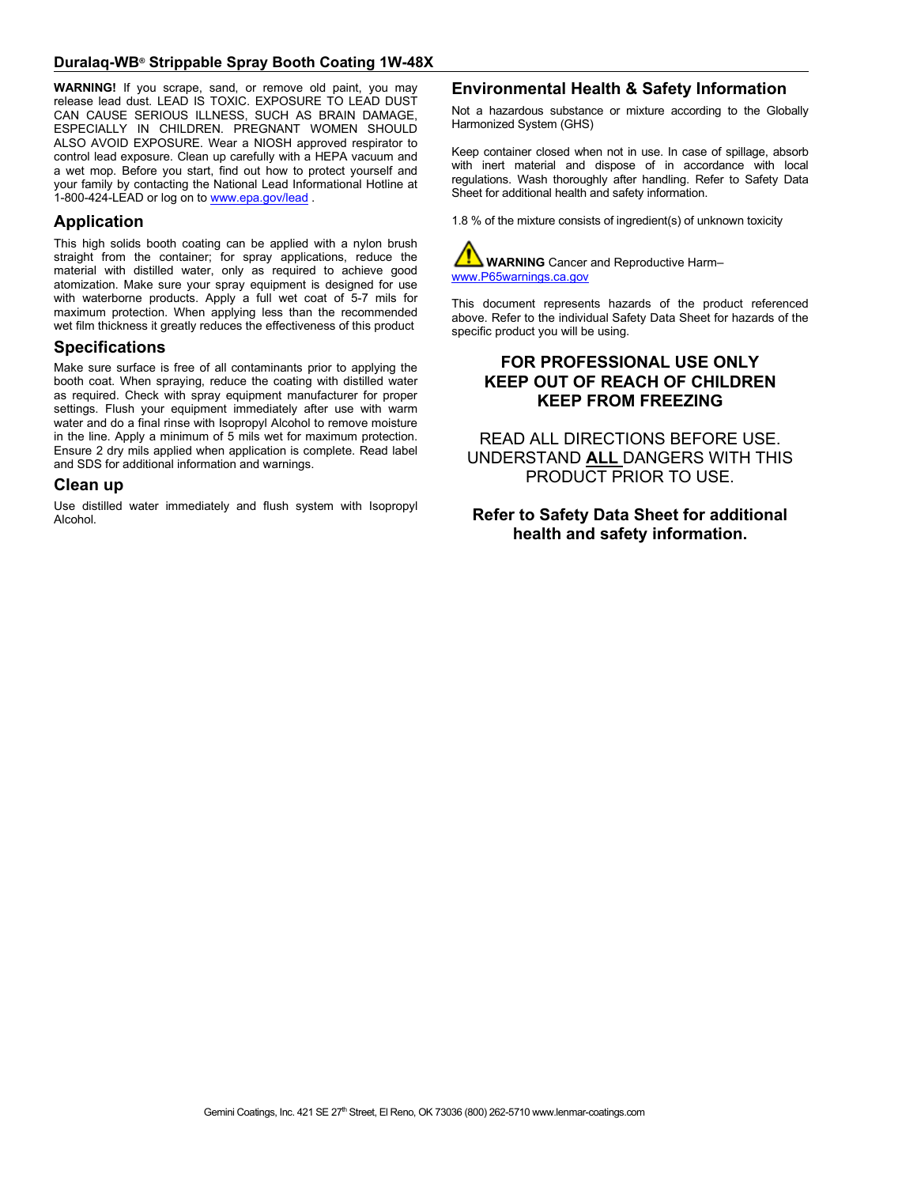## Duralaq-WB® Strippable Spray Booth Coating 1W-48X

**WARNING!** If you scrape, sand, or remove old paint, you may release lead dust. LEAD IS TOXIC. EXPOSURE TO LEAD DUST CAN CAUSE SERIOUS ILLNESS, SUCH AS BRAIN DAMAGE, ESPECIALLY IN CHILDREN. PREGNANT WOMEN SHOULD ALSO AVOID EXPOSURE. Wear a NIOSH approved respirator to control lead exposure. Clean up carefully with a HEPA vacuum and a wet mop. Before you start, find out how to protect yourself and your family by contacting the National Lead Informational Hotline at 1-800-424-LEAD or log on to www.epa.gov/lead .

## Application

This high solids booth coating can be applied with a nylon brush straight from the container; for spray applications, reduce the material with distilled water, only as required to achieve good atomization. Make sure your spray equipment is designed for use with waterborne products. Apply a full wet coat of 5-7 mils for maximum protection. When applying less than the recommended wet film thickness it greatly reduces the effectiveness of this product

## Specifications

Make sure surface is free of all contaminants prior to applying the booth coat. When spraying, reduce the coating with distilled water as required. Check with spray equipment manufacturer for proper settings. Flush your equipment immediately after use with warm water and do a final rinse with Isopropyl Alcohol to remove moisture in the line. Apply a minimum of 5 mils wet for maximum protection. Ensure 2 dry mils applied when application is complete. Read label and SDS for additional information and warnings.

## Clean up

Use distilled water immediately and flush system with Isopropyl Alcohol.

## Environmental Health & Safety Information

Not a hazardous substance or mixture according to the Globally Harmonized System (GHS)

Keep container closed when not in use. In case of spillage, absorb with inert material and dispose of in accordance with local regulations. Wash thoroughly after handling. Refer to Safety Data Sheet for additional health and safety information.

1.8 % of the mixture consists of ingredient(s) of unknown toxicity

**WARNING** Cancer and Reproductive Harm– www.P65warnings.ca.gov

This document represents hazards of the product referenced above. Refer to the individual Safety Data Sheet for hazards of the specific product you will be using.

**FOR PROFESSIONAL USE ONLY**
**KEEP OUT OF REACH OF CHILDREN**
**KEEP FROM FREEZING**

READ ALL DIRECTIONS BEFORE USE. UNDERSTAND **ALL** DANGERS WITH THIS PRODUCT PRIOR TO USE.

**Refer to Safety Data Sheet for additional health and safety information.**

Gemini Coatings, Inc. 421 SE 27th Street, El Reno, OK 73036 (800) 262-5710 www.lenmar-coatings.com